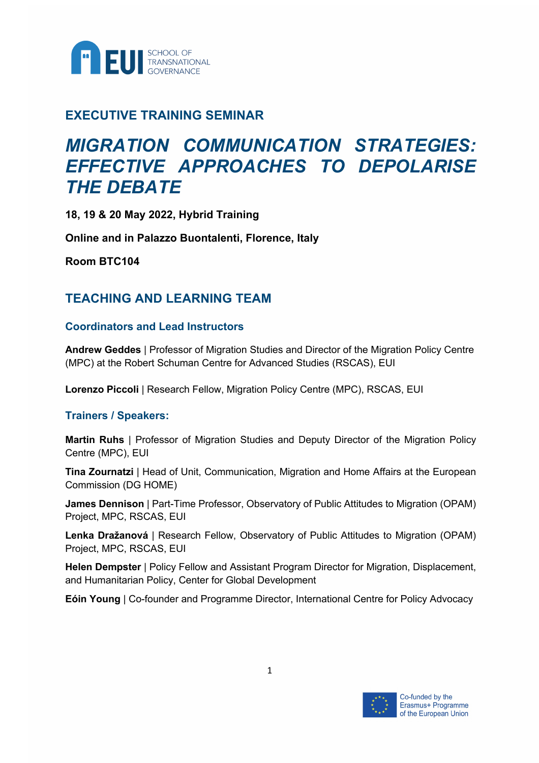EUI SCHOOL OF TRANSNATIONAL GOVERNANCE

## EXECUTIVE TRAINING SEMINAR

# *MIGRATION COMMUNICATION STRATEGIES: EFFECTIVE APPROACHES TO DEPOLARISE THE DEBATE*

**18, 19 & 20 May 2022, Hybrid Training**

**Online and in Palazzo Buontalenti, Florence, Italy**

**Room BTC104**

## TEACHING AND LEARNING TEAM

### Coordinators and Lead Instructors

**Andrew Geddes** | Professor of Migration Studies and Director of the Migration Policy Centre (MPC) at the Robert Schuman Centre for Advanced Studies (RSCAS), EUI

**Lorenzo Piccoli** | Research Fellow, Migration Policy Centre (MPC), RSCAS, EUI

### Trainers / Speakers:

**Martin Ruhs** | Professor of Migration Studies and Deputy Director of the Migration Policy Centre (MPC), EUI

**Tina Zournatzi** | Head of Unit, Communication, Migration and Home Affairs at the European Commission (DG HOME)

**James Dennison** | Part-Time Professor, Observatory of Public Attitudes to Migration (OPAM) Project, MPC, RSCAS, EUI

**Lenka Dražanová** | Research Fellow, Observatory of Public Attitudes to Migration (OPAM) Project, MPC, RSCAS, EUI

**Helen Dempster** | Policy Fellow and Assistant Program Director for Migration, Displacement, and Humanitarian Policy, Center for Global Development

**Eóin Young** | Co-founder and Programme Director, International Centre for Policy Advocacy

Co-funded by the Erasmus+ Programme of the European Union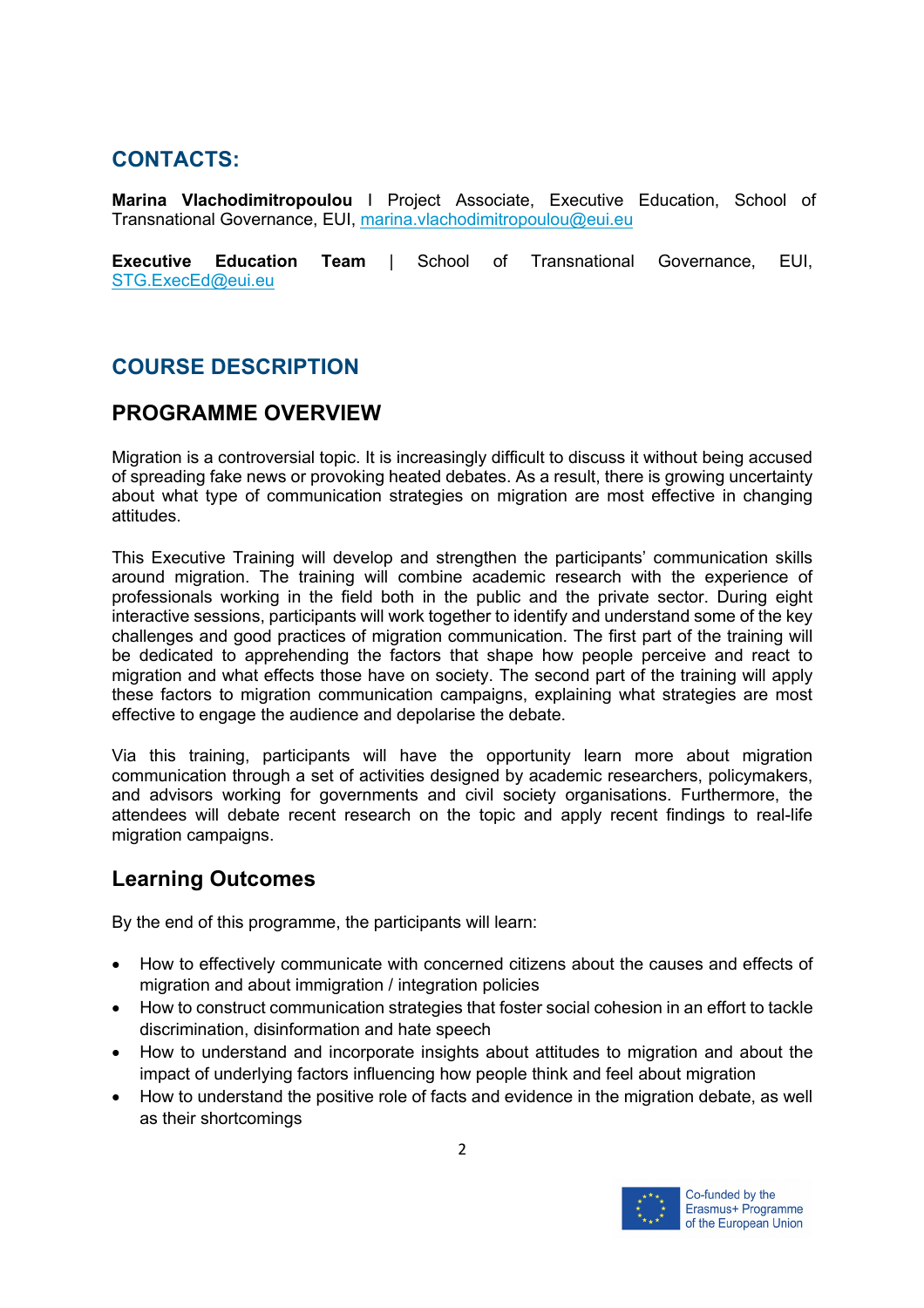## CONTACTS:

**Marina Vlachodimitropoulou** I Project Associate, Executive Education, School of Transnational Governance, EUI, marina.vlachodimitropoulou@eui.eu

**Executive Education Team** | School of Transnational Governance, EUI, STG.ExecEd@eui.eu

## COURSE DESCRIPTION

## PROGRAMME OVERVIEW

Migration is a controversial topic. It is increasingly difficult to discuss it without being accused of spreading fake news or provoking heated debates. As a result, there is growing uncertainty about what type of communication strategies on migration are most effective in changing attitudes.

This Executive Training will develop and strengthen the participants' communication skills around migration. The training will combine academic research with the experience of professionals working in the field both in the public and the private sector. During eight interactive sessions, participants will work together to identify and understand some of the key challenges and good practices of migration communication. The first part of the training will be dedicated to apprehending the factors that shape how people perceive and react to migration and what effects those have on society. The second part of the training will apply these factors to migration communication campaigns, explaining what strategies are most effective to engage the audience and depolarise the debate.

Via this training, participants will have the opportunity learn more about migration communication through a set of activities designed by academic researchers, policymakers, and advisors working for governments and civil society organisations. Furthermore, the attendees will debate recent research on the topic and apply recent findings to real-life migration campaigns.

### Learning Outcomes

By the end of this programme, the participants will learn:

- How to effectively communicate with concerned citizens about the causes and effects of migration and about immigration / integration policies
- How to construct communication strategies that foster social cohesion in an effort to tackle discrimination, disinformation and hate speech
- How to understand and incorporate insights about attitudes to migration and about the impact of underlying factors influencing how people think and feel about migration
- How to understand the positive role of facts and evidence in the migration debate, as well as their shortcomings

Co-funded by the Erasmus+ Programme of the European Union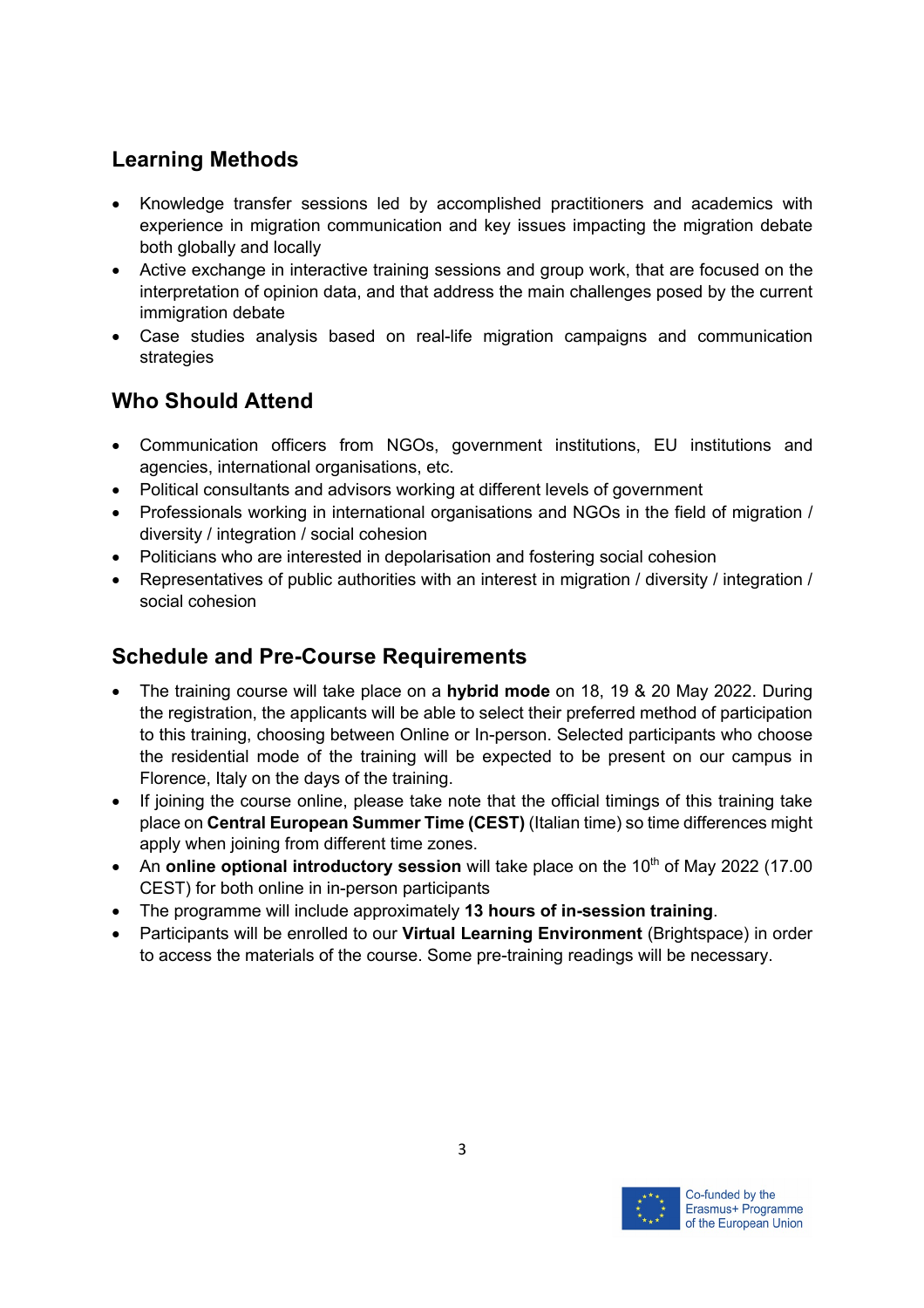## Learning Methods

- Knowledge transfer sessions led by accomplished practitioners and academics with experience in migration communication and key issues impacting the migration debate both globally and locally
- Active exchange in interactive training sessions and group work, that are focused on the interpretation of opinion data, and that address the main challenges posed by the current immigration debate
- Case studies analysis based on real-life migration campaigns and communication strategies

## Who Should Attend

- Communication officers from NGOs, government institutions, EU institutions and agencies, international organisations, etc.
- Political consultants and advisors working at different levels of government
- Professionals working in international organisations and NGOs in the field of migration / diversity / integration / social cohesion
- Politicians who are interested in depolarisation and fostering social cohesion
- Representatives of public authorities with an interest in migration / diversity / integration / social cohesion

## Schedule and Pre-Course Requirements

- The training course will take place on a **hybrid mode** on 18, 19 & 20 May 2022. During the registration, the applicants will be able to select their preferred method of participation to this training, choosing between Online or In-person. Selected participants who choose the residential mode of the training will be expected to be present on our campus in Florence, Italy on the days of the training.
- If joining the course online, please take note that the official timings of this training take place on **Central European Summer Time (CEST)** (Italian time) so time differences might apply when joining from different time zones.
- An **online optional introductory session** will take place on the 10th of May 2022 (17.00 CEST) for both online in in-person participants
- The programme will include approximately **13 hours of in-session training**.
- Participants will be enrolled to our **Virtual Learning Environment** (Brightspace) in order to access the materials of the course. Some pre-training readings will be necessary.

Co-funded by the Erasmus+ Programme of the European Union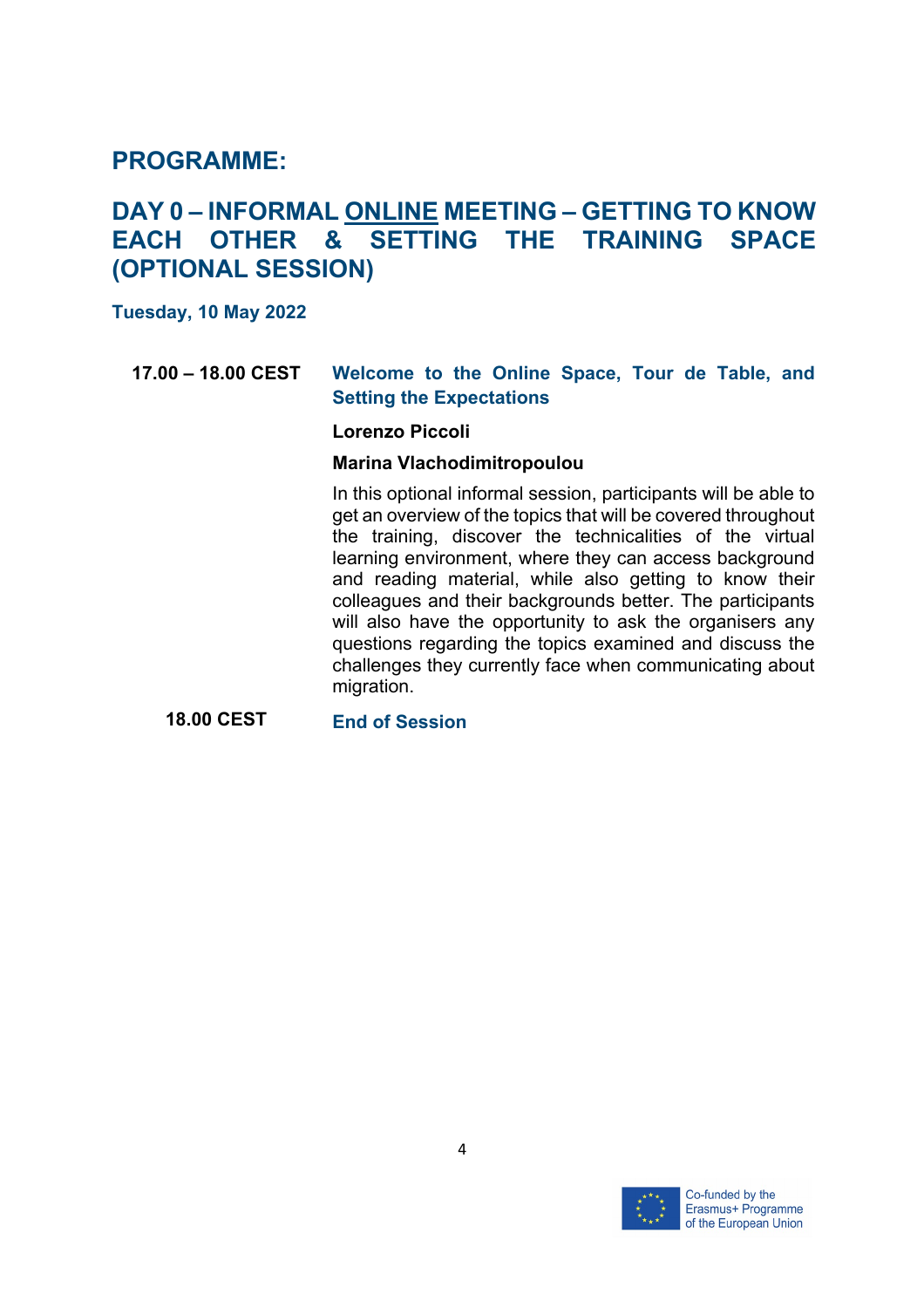## PROGRAMME:

## DAY 0 – INFORMAL ONLINE MEETING – GETTING TO KNOW EACH OTHER & SETTING THE TRAINING SPACE (OPTIONAL SESSION)

**Tuesday, 10 May 2022**

**17.00 – 18.00 CEST** **Welcome to the Online Space, Tour de Table, and Setting the Expectations**

**Lorenzo Piccoli**

**Marina Vlachodimitropoulou**

In this optional informal session, participants will be able to get an overview of the topics that will be covered throughout the training, discover the technicalities of the virtual learning environment, where they can access background and reading material, while also getting to know their colleagues and their backgrounds better. The participants will also have the opportunity to ask the organisers any questions regarding the topics examined and discuss the challenges they currently face when communicating about migration.

**18.00 CEST** **End of Session**

Co-funded by the Erasmus+ Programme of the European Union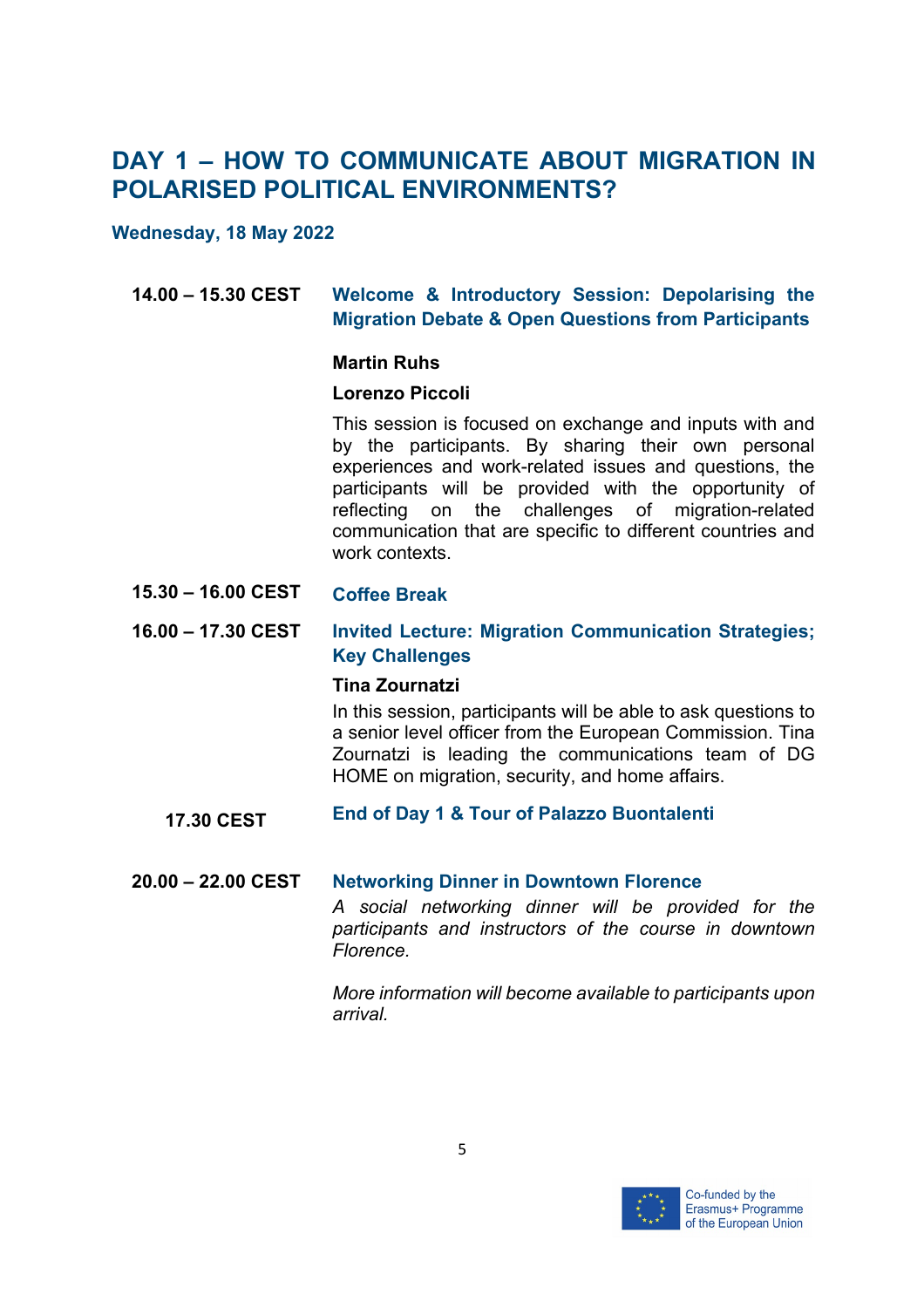## DAY 1 – HOW TO COMMUNICATE ABOUT MIGRATION IN POLARISED POLITICAL ENVIRONMENTS?

**Wednesday, 18 May 2022**

**14.00 – 15.30 CEST** **Welcome & Introductory Session: Depolarising the Migration Debate & Open Questions from Participants**

**Martin Ruhs**

**Lorenzo Piccoli**

This session is focused on exchange and inputs with and by the participants. By sharing their own personal experiences and work-related issues and questions, the participants will be provided with the opportunity of reflecting on the challenges of migration-related communication that are specific to different countries and work contexts.

**15.30 – 16.00 CEST** **Coffee Break**

**16.00 – 17.30 CEST** **Invited Lecture: Migration Communication Strategies; Key Challenges**

**Tina Zournatzi**

In this session, participants will be able to ask questions to a senior level officer from the European Commission. Tina Zournatzi is leading the communications team of DG HOME on migration, security, and home affairs.

**17.30 CEST** **End of Day 1 & Tour of Palazzo Buontalenti**

**20.00 – 22.00 CEST** **Networking Dinner in Downtown Florence**

*A social networking dinner will be provided for the participants and instructors of the course in downtown Florence.*

*More information will become available to participants upon arrival.*

Co-funded by the Erasmus+ Programme of the European Union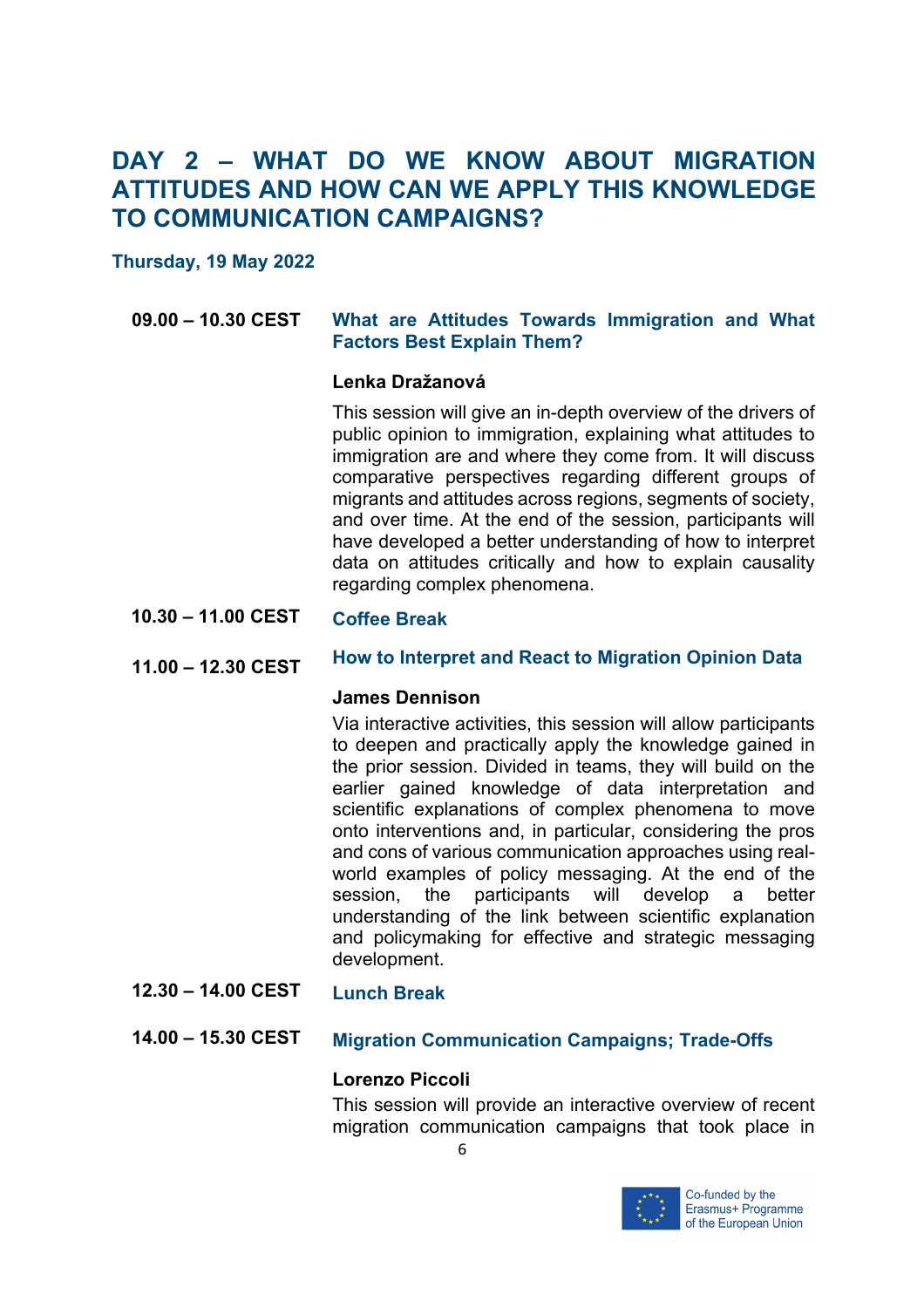# DAY 2 – WHAT DO WE KNOW ABOUT MIGRATION ATTITUDES AND HOW CAN WE APPLY THIS KNOWLEDGE TO COMMUNICATION CAMPAIGNS?

**Thursday, 19 May 2022**

**09.00 – 10.30 CEST** **What are Attitudes Towards Immigration and What Factors Best Explain Them?**

**Lenka Dražanová**

This session will give an in-depth overview of the drivers of public opinion to immigration, explaining what attitudes to immigration are and where they come from. It will discuss comparative perspectives regarding different groups of migrants and attitudes across regions, segments of society, and over time. At the end of the session, participants will have developed a better understanding of how to interpret data on attitudes critically and how to explain causality regarding complex phenomena.

**10.30 – 11.00 CEST** **Coffee Break**

**11.00 – 12.30 CEST** **How to Interpret and React to Migration Opinion Data**

**James Dennison**

Via interactive activities, this session will allow participants to deepen and practically apply the knowledge gained in the prior session. Divided in teams, they will build on the earlier gained knowledge of data interpretation and scientific explanations of complex phenomena to move onto interventions and, in particular, considering the pros and cons of various communication approaches using real-world examples of policy messaging. At the end of the session, the participants will develop a better understanding of the link between scientific explanation and policymaking for effective and strategic messaging development.

**12.30 – 14.00 CEST** **Lunch Break**

**14.00 – 15.30 CEST** **Migration Communication Campaigns; Trade-Offs**

**Lorenzo Piccoli**

This session will provide an interactive overview of recent migration communication campaigns that took place in

Co-funded by the Erasmus+ Programme of the European Union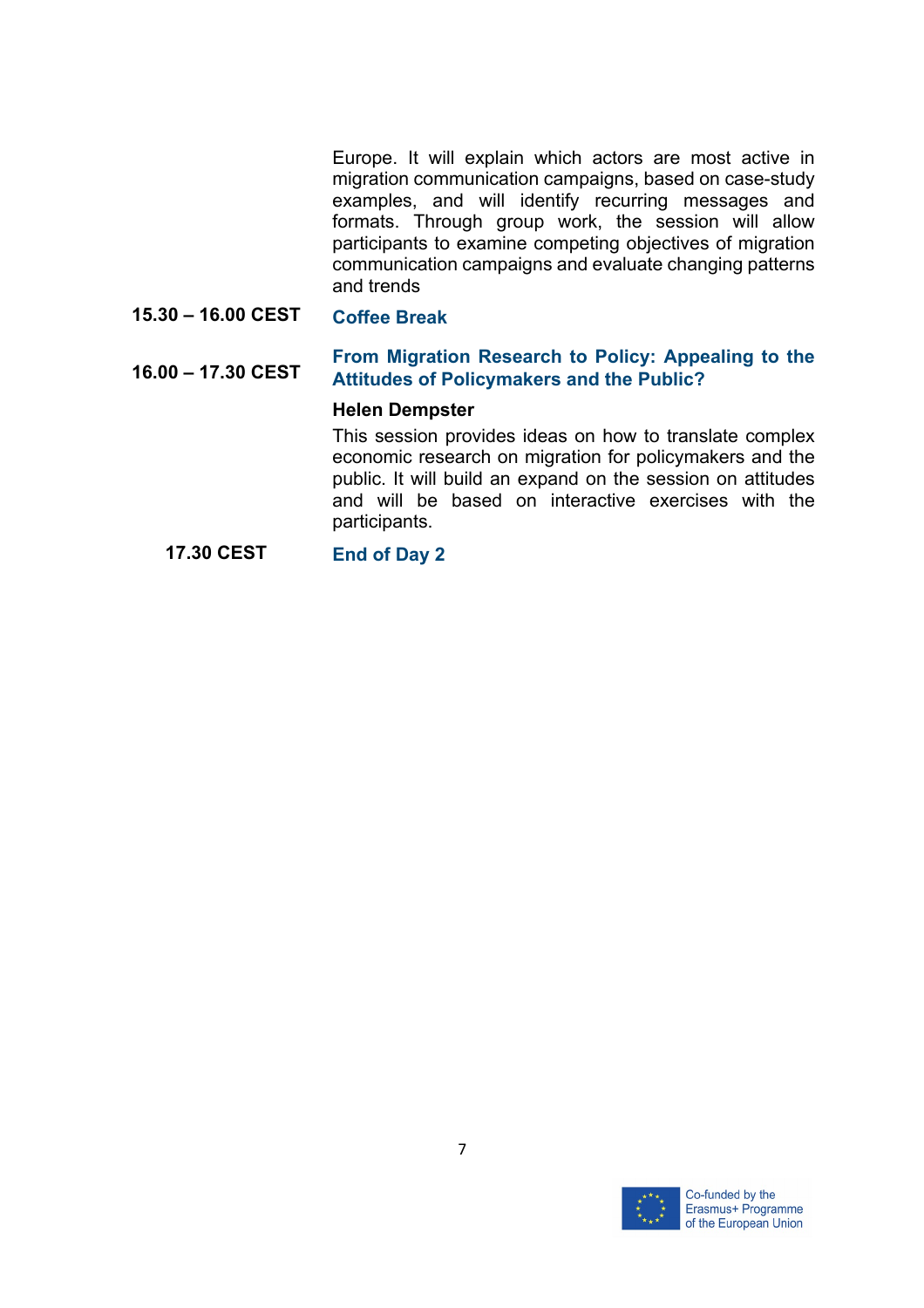Europe. It will explain which actors are most active in migration communication campaigns, based on case-study examples, and will identify recurring messages and formats. Through group work, the session will allow participants to examine competing objectives of migration communication campaigns and evaluate changing patterns and trends

**15.30 – 16.00 CEST** **Coffee Break**

**16.00 – 17.30 CEST** **From Migration Research to Policy: Appealing to the Attitudes of Policymakers and the Public?**

**Helen Dempster**

This session provides ideas on how to translate complex economic research on migration for policymakers and the public. It will build an expand on the session on attitudes and will be based on interactive exercises with the participants.

**17.30 CEST** **End of Day 2**

Co-funded by the Erasmus+ Programme of the European Union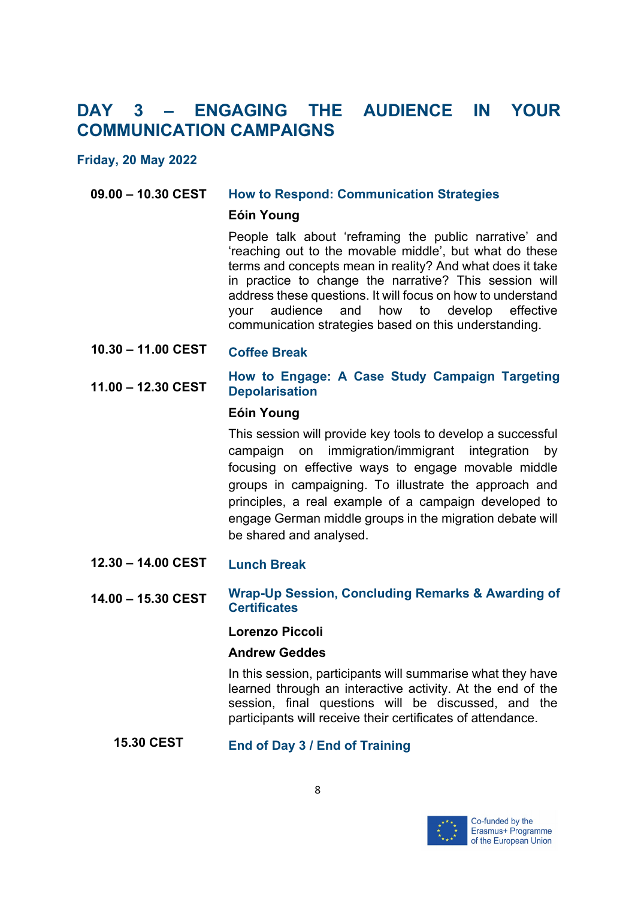## DAY 3 – ENGAGING THE AUDIENCE IN YOUR COMMUNICATION CAMPAIGNS

**Friday, 20 May 2022**

**09.00 – 10.30 CEST** **How to Respond: Communication Strategies**

**Eóin Young**

People talk about 'reframing the public narrative' and 'reaching out to the movable middle', but what do these terms and concepts mean in reality? And what does it take in practice to change the narrative? This session will address these questions. It will focus on how to understand your audience and how to develop effective communication strategies based on this understanding.

**10.30 – 11.00 CEST** **Coffee Break**

**11.00 – 12.30 CEST** **How to Engage: A Case Study Campaign Targeting Depolarisation**

**Eóin Young**

This session will provide key tools to develop a successful campaign on immigration/immigrant integration by focusing on effective ways to engage movable middle groups in campaigning. To illustrate the approach and principles, a real example of a campaign developed to engage German middle groups in the migration debate will be shared and analysed.

**12.30 – 14.00 CEST** **Lunch Break**

**14.00 – 15.30 CEST** **Wrap-Up Session, Concluding Remarks & Awarding of Certificates**

**Lorenzo Piccoli**

**Andrew Geddes**

In this session, participants will summarise what they have learned through an interactive activity. At the end of the session, final questions will be discussed, and the participants will receive their certificates of attendance.

**15.30 CEST** **End of Day 3 / End of Training**

Co-funded by the Erasmus+ Programme of the European Union